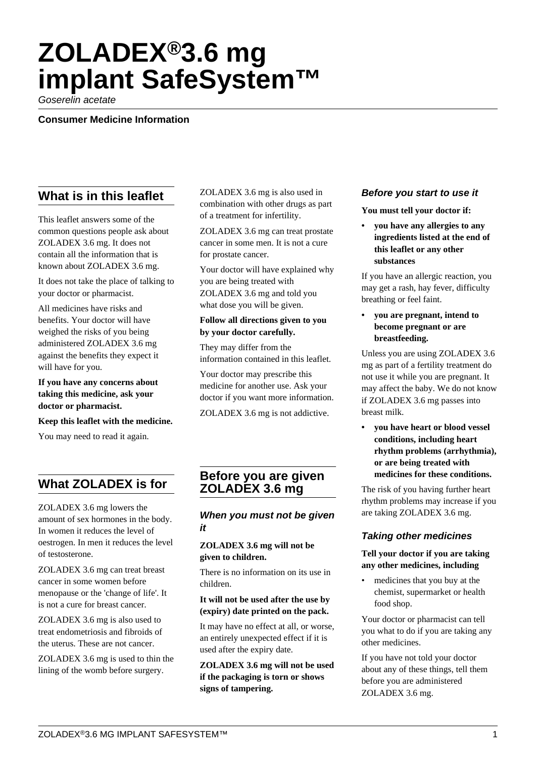# ZOLADEX®3.6 mg implant SafeSystem™

*Goserelin acetate*

**Consumer Medicine Information**

## What is in this leaflet

This leaflet answers some of the common questions people ask about ZOLADEX 3.6 mg. It does not contain all the information that is known about ZOLADEX 3.6 mg.

It does not take the place of talking to your doctor or pharmacist.

All medicines have risks and benefits. Your doctor will have weighed the risks of you being administered ZOLADEX 3.6 mg against the benefits they expect it will have for you.

**If you have any concerns about taking this medicine, ask your doctor or pharmacist.**

**Keep this leaflet with the medicine.**

You may need to read it again.

## What ZOLADEX is for

ZOLADEX 3.6 mg lowers the amount of sex hormones in the body. In women it reduces the level of oestrogen. In men it reduces the level of testosterone.

ZOLADEX 3.6 mg can treat breast cancer in some women before menopause or the 'change of life'. It is not a cure for breast cancer.

ZOLADEX 3.6 mg is also used to treat endometriosis and fibroids of the uterus. These are not cancer.

ZOLADEX 3.6 mg is used to thin the lining of the womb before surgery.

ZOLADEX 3.6 mg is also used in combination with other drugs as part of a treatment for infertility.

ZOLADEX 3.6 mg can treat prostate cancer in some men. It is not a cure for prostate cancer.

Your doctor will have explained why you are being treated with ZOLADEX 3.6 mg and told you what dose you will be given.

**Follow all directions given to you by your doctor carefully.**

They may differ from the information contained in this leaflet.

Your doctor may prescribe this medicine for another use. Ask your doctor if you want more information.

ZOLADEX 3.6 mg is not addictive.

## Before you are given ZOLADEX 3.6 mg

### *When you must not be given it*

**ZOLADEX 3.6 mg will not be given to children.**

There is no information on its use in children.

**It will not be used after the use by (expiry) date printed on the pack.**

It may have no effect at all, or worse, an entirely unexpected effect if it is used after the expiry date.

**ZOLADEX 3.6 mg will not be used if the packaging is torn or shows signs of tampering.**

### *Before you start to use it*

**You must tell your doctor if:**

- **you have any allergies to any ingredients listed at the end of this leaflet or any other substances**

If you have an allergic reaction, you may get a rash, hay fever, difficulty breathing or feel faint.

- **you are pregnant, intend to become pregnant or are breastfeeding.**

Unless you are using ZOLADEX 3.6 mg as part of a fertility treatment do not use it while you are pregnant. It may affect the baby. We do not know if ZOLADEX 3.6 mg passes into breast milk.

- **you have heart or blood vessel conditions, including heart rhythm problems (arrhythmia), or are being treated with medicines for these conditions.**

The risk of you having further heart rhythm problems may increase if you are taking ZOLADEX 3.6 mg.

### *Taking other medicines*

**Tell your doctor if you are taking any other medicines, including**

- medicines that you buy at the chemist, supermarket or health food shop.

Your doctor or pharmacist can tell you what to do if you are taking any other medicines.

If you have not told your doctor about any of these things, tell them before you are administered ZOLADEX 3.6 mg.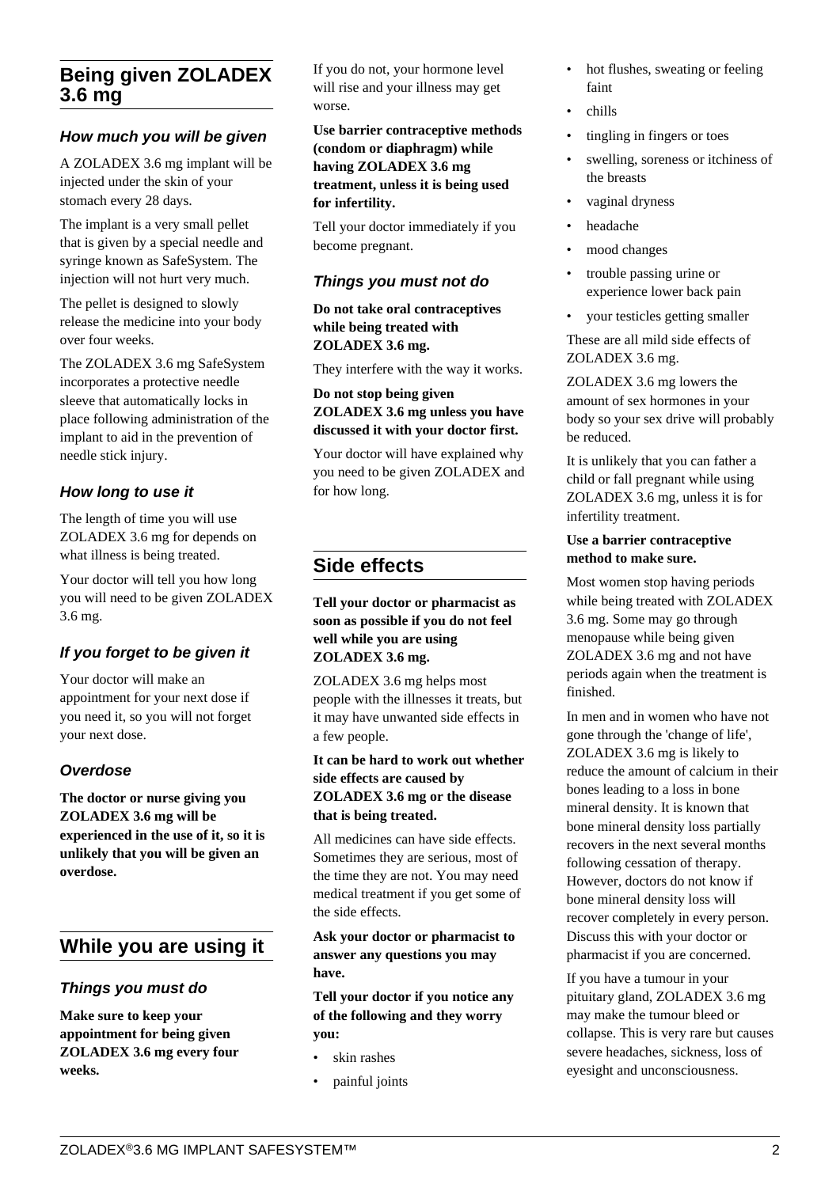## Being given ZOLADEX 3.6 mg

### How much you will be given

A ZOLADEX 3.6 mg implant will be injected under the skin of your stomach every 28 days.

The implant is a very small pellet that is given by a special needle and syringe known as SafeSystem. The injection will not hurt very much.

The pellet is designed to slowly release the medicine into your body over four weeks.

The ZOLADEX 3.6 mg SafeSystem incorporates a protective needle sleeve that automatically locks in place following administration of the implant to aid in the prevention of needle stick injury.

### How long to use it

The length of time you will use ZOLADEX 3.6 mg for depends on what illness is being treated.

Your doctor will tell you how long you will need to be given ZOLADEX 3.6 mg.

### If you forget to be given it

Your doctor will make an appointment for your next dose if you need it, so you will not forget your next dose.

### Overdose

**The doctor or nurse giving you ZOLADEX 3.6 mg will be experienced in the use of it, so it is unlikely that you will be given an overdose.**

## While you are using it

### Things you must do

**Make sure to keep your appointment for being given ZOLADEX 3.6 mg every four weeks.**

If you do not, your hormone level will rise and your illness may get worse.

**Use barrier contraceptive methods (condom or diaphragm) while having ZOLADEX 3.6 mg treatment, unless it is being used for infertility.**

Tell your doctor immediately if you become pregnant.

### Things you must not do

**Do not take oral contraceptives while being treated with ZOLADEX 3.6 mg.**

They interfere with the way it works.

**Do not stop being given ZOLADEX 3.6 mg unless you have discussed it with your doctor first.**

Your doctor will have explained why you need to be given ZOLADEX and for how long.

## Side effects

**Tell your doctor or pharmacist as soon as possible if you do not feel well while you are using ZOLADEX 3.6 mg.**

ZOLADEX 3.6 mg helps most people with the illnesses it treats, but it may have unwanted side effects in a few people.

**It can be hard to work out whether side effects are caused by ZOLADEX 3.6 mg or the disease that is being treated.**

All medicines can have side effects. Sometimes they are serious, most of the time they are not. You may need medical treatment if you get some of the side effects.

**Ask your doctor or pharmacist to answer any questions you may have.**

**Tell your doctor if you notice any of the following and they worry you:**

- skin rashes
- painful joints
- hot flushes, sweating or feeling faint
- chills
- tingling in fingers or toes
- swelling, soreness or itchiness of the breasts
- vaginal dryness
- headache
- mood changes
- trouble passing urine or experience lower back pain
- your testicles getting smaller

These are all mild side effects of ZOLADEX 3.6 mg.

ZOLADEX 3.6 mg lowers the amount of sex hormones in your body so your sex drive will probably be reduced.

It is unlikely that you can father a child or fall pregnant while using ZOLADEX 3.6 mg, unless it is for infertility treatment.

**Use a barrier contraceptive method to make sure.**

Most women stop having periods while being treated with ZOLADEX 3.6 mg. Some may go through menopause while being given ZOLADEX 3.6 mg and not have periods again when the treatment is finished.

In men and in women who have not gone through the 'change of life', ZOLADEX 3.6 mg is likely to reduce the amount of calcium in their bones leading to a loss in bone mineral density. It is known that bone mineral density loss partially recovers in the next several months following cessation of therapy. However, doctors do not know if bone mineral density loss will recover completely in every person. Discuss this with your doctor or pharmacist if you are concerned.

If you have a tumour in your pituitary gland, ZOLADEX 3.6 mg may make the tumour bleed or collapse. This is very rare but causes severe headaches, sickness, loss of eyesight and unconsciousness.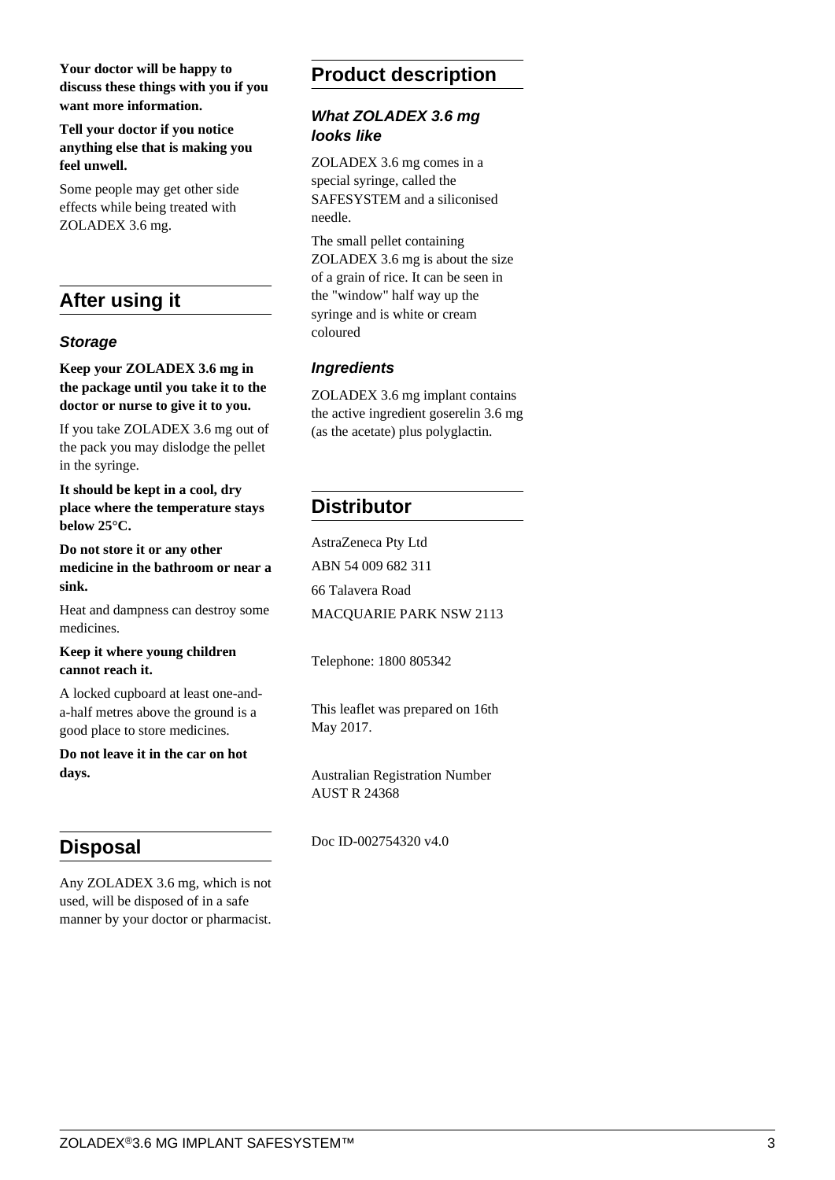**Your doctor will be happy to discuss these things with you if you want more information.**

**Tell your doctor if you notice anything else that is making you feel unwell.**

Some people may get other side effects while being treated with ZOLADEX 3.6 mg.

## After using it

### *Storage*

**Keep your ZOLADEX 3.6 mg in the package until you take it to the doctor or nurse to give it to you.**

If you take ZOLADEX 3.6 mg out of the pack you may dislodge the pellet in the syringe.

**It should be kept in a cool, dry place where the temperature stays below 25°C.**

**Do not store it or any other medicine in the bathroom or near a sink.**

Heat and dampness can destroy some medicines.

**Keep it where young children cannot reach it.**

A locked cupboard at least one-and-a-half metres above the ground is a good place to store medicines.

**Do not leave it in the car on hot days.**

## Disposal

Any ZOLADEX 3.6 mg, which is not used, will be disposed of in a safe manner by your doctor or pharmacist.

## Product description

### *What ZOLADEX 3.6 mg looks like*

ZOLADEX 3.6 mg comes in a special syringe, called the SAFESYSTEM and a siliconised needle.

The small pellet containing ZOLADEX 3.6 mg is about the size of a grain of rice. It can be seen in the "window" half way up the syringe and is white or cream coloured

### *Ingredients*

ZOLADEX 3.6 mg implant contains the active ingredient goserelin 3.6 mg (as the acetate) plus polyglactin.

## Distributor

AstraZeneca Pty Ltd

ABN 54 009 682 311

66 Talavera Road

MACQUARIE PARK NSW 2113

Telephone: 1800 805342

This leaflet was prepared on 16th May 2017.

Australian Registration Number AUST R 24368

Doc ID-002754320 v4.0